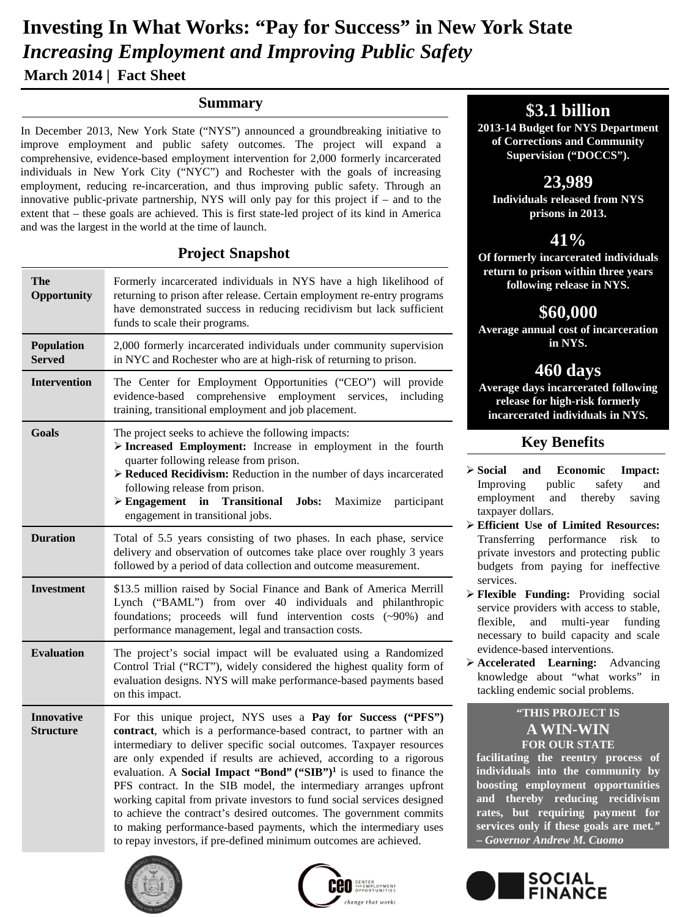# Investing In What Works: "Pay for Success" in New York State

## *Increasing Employment and Improving Public Safety*

**March 2014 | Fact Sheet**

## Summary

In December 2013, New York State ("NYS") announced a groundbreaking initiative to improve employment and public safety outcomes. The project will expand a comprehensive, evidence-based employment intervention for 2,000 formerly incarcerated individuals in New York City ("NYC") and Rochester with the goals of increasing employment, reducing re-incarceration, and thus improving public safety. Through an innovative public-private partnership, NYS will only pay for this project if – and to the extent that – these goals are achieved. This is first state-led project of its kind in America and was the largest in the world at the time of launch.

## Project Snapshot

| | |
|---|---|
| **The Opportunity** | Formerly incarcerated individuals in NYS have a high likelihood of returning to prison after release. Certain employment re-entry programs have demonstrated success in reducing recidivism but lack sufficient funds to scale their programs. |
| **Population Served** | 2,000 formerly incarcerated individuals under community supervision in NYC and Rochester who are at high-risk of returning to prison. |
| **Intervention** | The Center for Employment Opportunities ("CEO") will provide evidence-based comprehensive employment services, including training, transitional employment and job placement. |
| **Goals** | The project seeks to achieve the following impacts:<br>➢ **Increased Employment:** Increase in employment in the fourth quarter following release from prison.<br>➢ **Reduced Recidivism:** Reduction in the number of days incarcerated following release from prison.<br>➢ **Engagement in Transitional Jobs:** Maximize participant engagement in transitional jobs. |
| **Duration** | Total of 5.5 years consisting of two phases. In each phase, service delivery and observation of outcomes take place over roughly 3 years followed by a period of data collection and outcome measurement. |
| **Investment** | $13.5 million raised by Social Finance and Bank of America Merrill Lynch ("BAML") from over 40 individuals and philanthropic foundations; proceeds will fund intervention costs (~90%) and performance management, legal and transaction costs. |
| **Evaluation** | The project's social impact will be evaluated using a Randomized Control Trial ("RCT"), widely considered the highest quality form of evaluation designs. NYS will make performance-based payments based on this impact. |
| **Innovative Structure** | For this unique project, NYS uses a **Pay for Success ("PFS") contract**, which is a performance-based contract, to partner with an intermediary to deliver specific social outcomes. Taxpayer resources are only expended if results are achieved, according to a rigorous evaluation. A **Social Impact "Bond" ("SIB")**[1] is used to finance the PFS contract. In the SIB model, the intermediary arranges upfront working capital from private investors to fund social services designed to achieve the contract's desired outcomes. The government commits to making performance-based payments, which the intermediary uses to repay investors, if pre-defined minimum outcomes are achieved. |

**$3.1 billion**
**2013-14 Budget for NYS Department of Corrections and Community Supervision ("DOCCS").**

**23,989**
**Individuals released from NYS prisons in 2013.**

**41%**
**Of formerly incarcerated individuals return to prison within three years following release in NYS.**

**$60,000**
**Average annual cost of incarceration in NYS.**

**460 days**
**Average days incarcerated following release for high-risk formerly incarcerated individuals in NYS.**

## Key Benefits

- **Social and Economic Impact:** Improving public safety and employment and thereby saving taxpayer dollars.
- **Efficient Use of Limited Resources:** Transferring performance risk to private investors and protecting public budgets from paying for ineffective services.
- **Flexible Funding:** Providing social service providers with access to stable, flexible, and multi-year funding necessary to build capacity and scale evidence-based interventions.
- **Accelerated Learning:** Advancing knowledge about "what works" in tackling endemic social problems.

> **"THIS PROJECT IS A WIN-WIN FOR OUR STATE facilitating the reentry process of individuals into the community by boosting employment opportunities and thereby reducing recidivism rates, but requiring payment for services only if these goals are met."**
> ***– Governor Andrew M. Cuomo***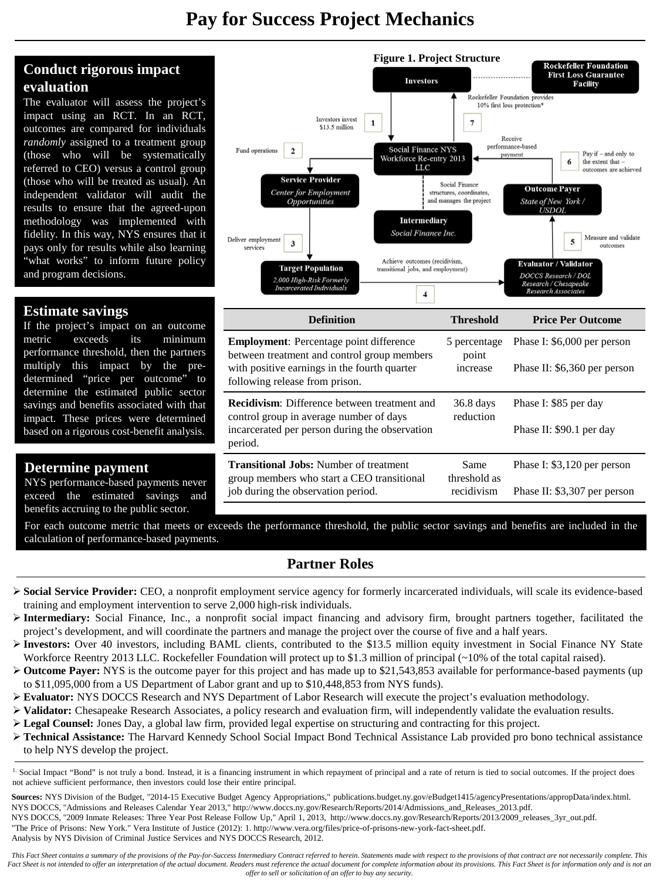# Pay for Success Project Mechanics

## Conduct rigorous impact evaluation

The evaluator will assess the project's impact using an RCT. In an RCT, outcomes are compared for individuals *randomly* assigned to a treatment group (those who will be systematically referred to CEO) versus a control group (those who will be treated as usual). An independent validator will audit the results to ensure that the agreed-upon methodology was implemented with fidelity. In this way, NYS ensures that it pays only for results while also learning "what works" to inform future policy and program decisions.

**Figure 1. Project Structure**

Investors
Rockefeller Foundation First Loss Guarantee Facility
Rockefeller Foundation provides 10% first loss protection*
1 Investors invest $13.5 million
7 Receive performance-based payment
Social Finance NYS Workforce Re-entry 2013 LLC
2 Fund operations
Service Provider
*Center for Employment Opportunities*
Social Finance structures, coordinates, and manages the project
Intermediary
*Social Finance Inc.*
Outcome Payer
*State of New York / USDOL*
6 Pay if – and only to the extent that – outcomes are achieved
3 Deliver employment services
5 Measure and validate outcomes
Target Population
*2,000 High-Risk Formerly Incarcerated Individuals*
Achieve outcomes (recidivism, transitional jobs, and employment)
4
Evaluator / Validator
*DOCCS Research / DOL Research / Chesapeake Research Associates*

## Estimate savings

If the project's impact on an outcome metric exceeds its minimum performance threshold, then the partners multiply this impact by the pre-determined "price per outcome" to determine the estimated public sector savings and benefits associated with that impact. These prices were determined based on a rigorous cost-benefit analysis.

| Definition | Threshold | Price Per Outcome |
|---|---|---|
| **Employment**: Percentage point difference between treatment and control group members with positive earnings in the fourth quarter following release from prison. | 5 percentage point increase | Phase I: $6,000 per person<br>Phase II: $6,360 per person |
| **Recidivism**: Difference between treatment and control group in average number of days incarcerated per person during the observation period. | 36.8 days reduction | Phase I: $85 per day<br>Phase II: $90.1 per day |
| **Transitional Jobs:** Number of treatment group members who start a CEO transitional job during the observation period. | Same threshold as recidivism | Phase I: $3,120 per person<br>Phase II: $3,307 per person |

## Determine payment

NYS performance-based payments never exceed the estimated savings and benefits accruing to the public sector.

For each outcome metric that meets or exceeds the performance threshold, the public sector savings and benefits are included in the calculation of performance-based payments.

## Partner Roles

- **Social Service Provider:** CEO, a nonprofit employment service agency for formerly incarcerated individuals, will scale its evidence-based training and employment intervention to serve 2,000 high-risk individuals.
- **Intermediary:** Social Finance, Inc., a nonprofit social impact financing and advisory firm, brought partners together, facilitated the project's development, and will coordinate the partners and manage the project over the course of five and a half years.
- **Investors:** Over 40 investors, including BAML clients, contributed to the $13.5 million equity investment in Social Finance NY State Workforce Reentry 2013 LLC. Rockefeller Foundation will protect up to $1.3 million of principal (~10% of the total capital raised).
- **Outcome Payer:** NYS is the outcome payer for this project and has made up to $21,543,853 available for performance-based payments (up to $11,095,000 from a US Department of Labor grant and up to $10,448,853 from NYS funds).
- **Evaluator:** NYS DOCCS Research and NYS Department of Labor Research will execute the project's evaluation methodology.
- **Validator:** Chesapeake Research Associates, a policy research and evaluation firm, will independently validate the evaluation results.
- **Legal Counsel:** Jones Day, a global law firm, provided legal expertise on structuring and contracting for this project.
- **Technical Assistance:** The Harvard Kennedy School Social Impact Bond Technical Assistance Lab provided pro bono technical assistance to help NYS develop the project.

[1] Social Impact "Bond" is not truly a bond. Instead, it is a financing instrument in which repayment of principal and a rate of return is tied to social outcomes. If the project does not achieve sufficient performance, then investors could lose their entire principal.

**Sources:** NYS Division of the Budget, "2014-15 Executive Budget Agency Appropriations," publications.budget.ny.gov/eBudget1415/agencyPresentations/appropData/index.html.
NYS DOCCS, "Admissions and Releases Calendar Year 2013," http://www.doccs.ny.gov/Research/Reports/2014/Admissions_and_Releases_2013.pdf.
NYS DOCCS, "2009 Inmate Releases: Three Year Post Release Follow Up," April 1, 2013, http://www.doccs.ny.gov/Research/Reports/2013/2009_releases_3yr_out.pdf.
"The Price of Prisons: New York." Vera Institute of Justice (2012): 1. http://www.vera.org/files/price-of-prisons-new-york-fact-sheet.pdf.
Analysis by NYS Division of Criminal Justice Services and NYS DOCCS Research, 2012.

*This Fact Sheet contains a summary of the provisions of the Pay-for-Success Intermediary Contract referred to herein. Statements made with respect to the provisions of that contract are not necessarily complete. This Fact Sheet is not intended to offer an interpretation of the actual document. Readers must reference the actual document for complete information about its provisions. This Fact Sheet is for information only and is not an offer to sell or solicitation of an offer to buy any security.*